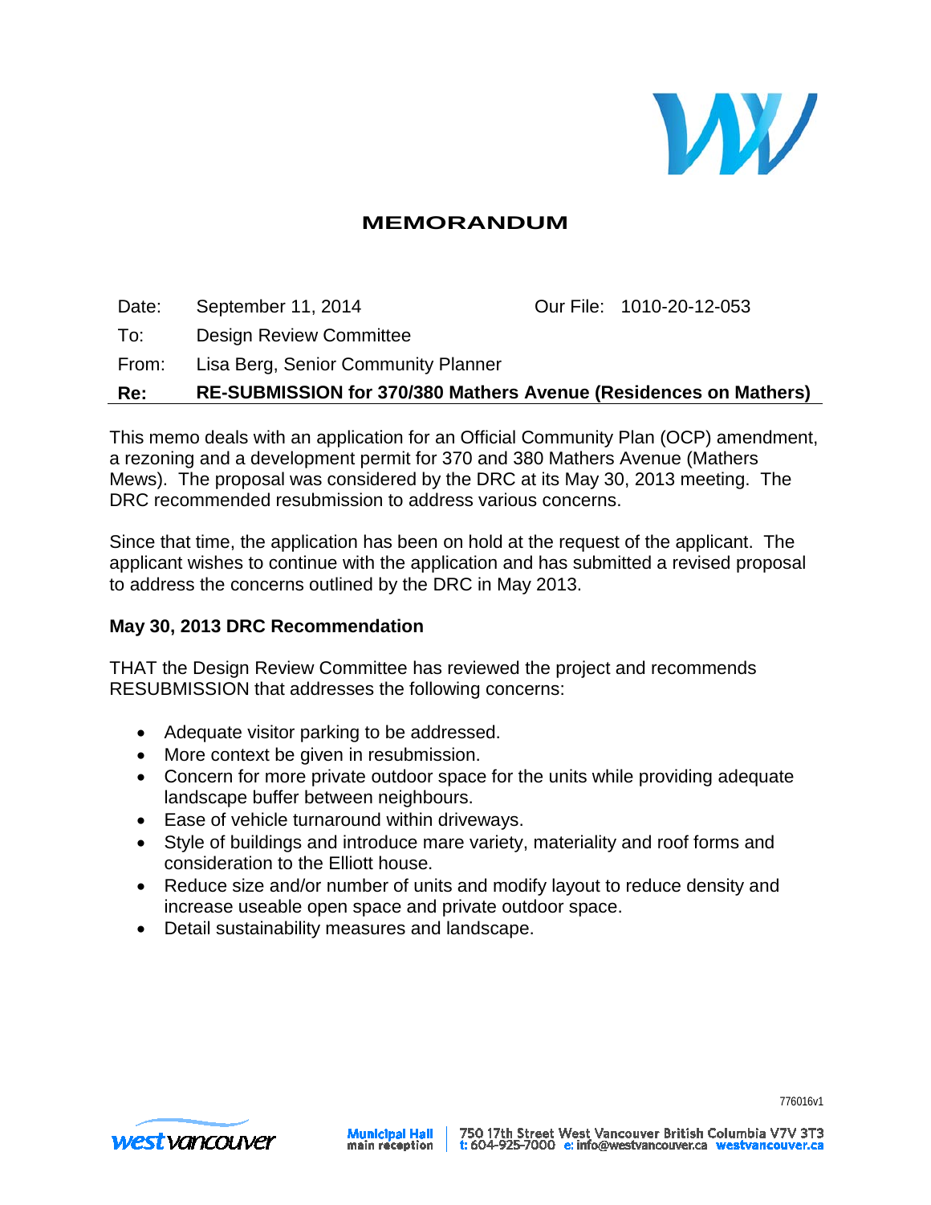# MEMORANDUM

| | | | |
|---|---|---|---|
| Date: | September 11, 2014 | Our File: | 1010-20-12-053 |
| To: | Design Review Committee | | |
| From: | Lisa Berg, Senior Community Planner | | |
| **Re:** | **RE-SUBMISSION for 370/380 Mathers Avenue (Residences on Mathers)** | | |

This memo deals with an application for an Official Community Plan (OCP) amendment, a rezoning and a development permit for 370 and 380 Mathers Avenue (Mathers Mews). The proposal was considered by the DRC at its May 30, 2013 meeting. The DRC recommended resubmission to address various concerns.

Since that time, the application has been on hold at the request of the applicant. The applicant wishes to continue with the application and has submitted a revised proposal to address the concerns outlined by the DRC in May 2013.

**May 30, 2013 DRC Recommendation**

THAT the Design Review Committee has reviewed the project and recommends RESUBMISSION that addresses the following concerns:

- Adequate visitor parking to be addressed.
- More context be given in resubmission.
- Concern for more private outdoor space for the units while providing adequate landscape buffer between neighbours.
- Ease of vehicle turnaround within driveways.
- Style of buildings and introduce mare variety, materiality and roof forms and consideration to the Elliott house.
- Reduce size and/or number of units and modify layout to reduce density and increase useable open space and private outdoor space.
- Detail sustainability measures and landscape.

776016v1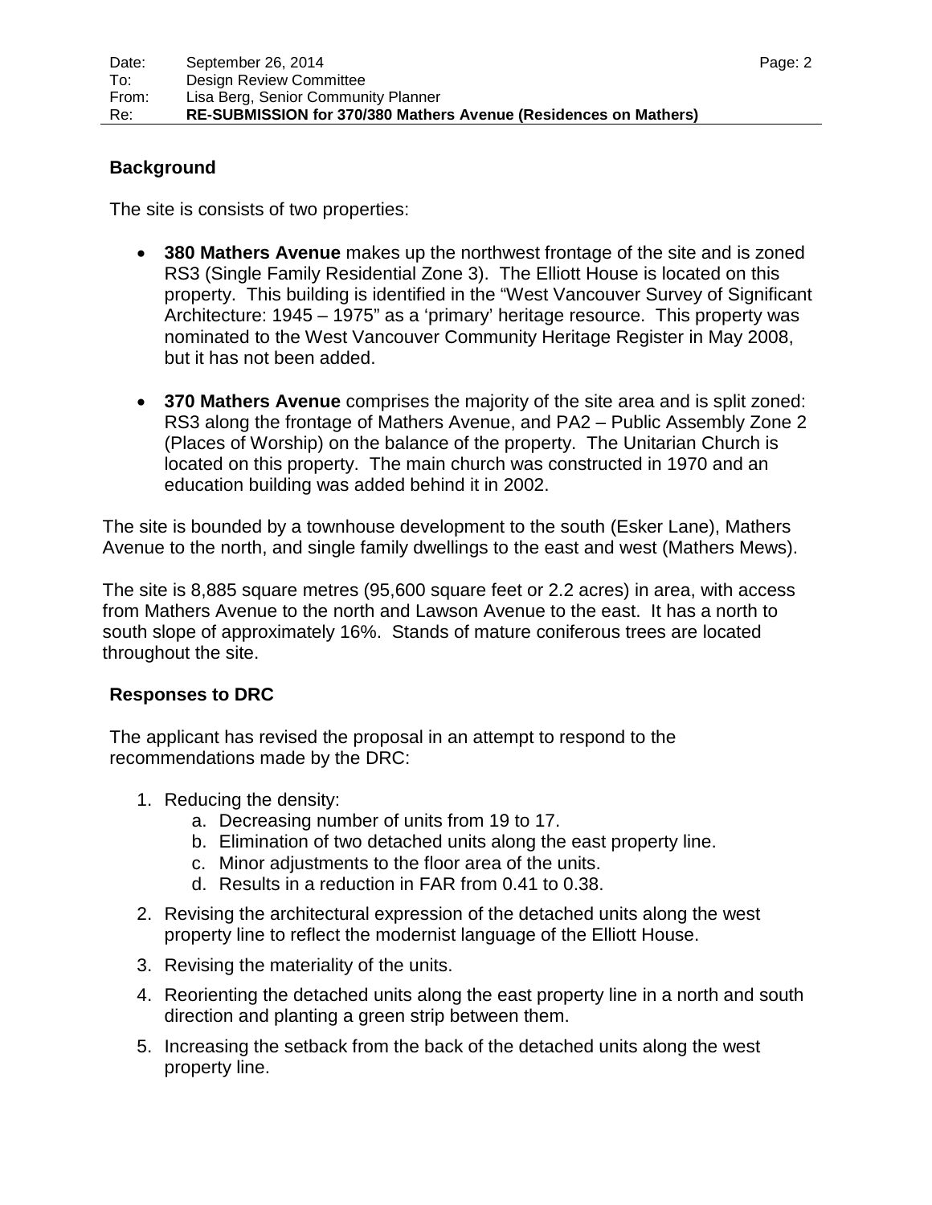## Background

The site is consists of two properties:

- **380 Mathers Avenue** makes up the northwest frontage of the site and is zoned RS3 (Single Family Residential Zone 3). The Elliott House is located on this property. This building is identified in the "West Vancouver Survey of Significant Architecture: 1945 – 1975" as a 'primary' heritage resource. This property was nominated to the West Vancouver Community Heritage Register in May 2008, but it has not been added.

- **370 Mathers Avenue** comprises the majority of the site area and is split zoned: RS3 along the frontage of Mathers Avenue, and PA2 – Public Assembly Zone 2 (Places of Worship) on the balance of the property. The Unitarian Church is located on this property. The main church was constructed in 1970 and an education building was added behind it in 2002.

The site is bounded by a townhouse development to the south (Esker Lane), Mathers Avenue to the north, and single family dwellings to the east and west (Mathers Mews).

The site is 8,885 square metres (95,600 square feet or 2.2 acres) in area, with access from Mathers Avenue to the north and Lawson Avenue to the east. It has a north to south slope of approximately 16%. Stands of mature coniferous trees are located throughout the site.

## Responses to DRC

The applicant has revised the proposal in an attempt to respond to the recommendations made by the DRC:

1. Reducing the density:
   a. Decreasing number of units from 19 to 17.
   b. Elimination of two detached units along the east property line.
   c. Minor adjustments to the floor area of the units.
   d. Results in a reduction in FAR from 0.41 to 0.38.
2. Revising the architectural expression of the detached units along the west property line to reflect the modernist language of the Elliott House.
3. Revising the materiality of the units.
4. Reorienting the detached units along the east property line in a north and south direction and planting a green strip between them.
5. Increasing the setback from the back of the detached units along the west property line.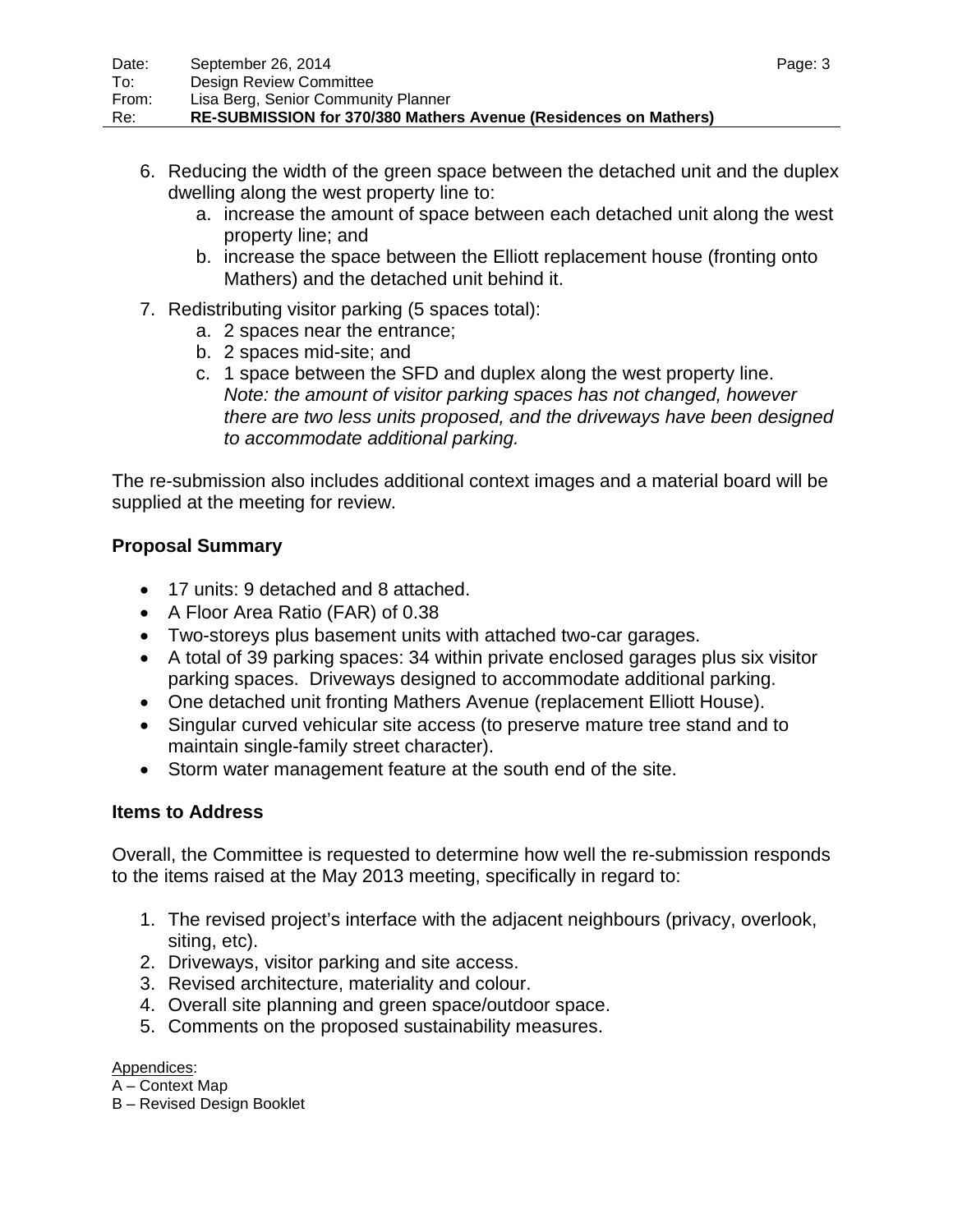6. Reducing the width of the green space between the detached unit and the duplex dwelling along the west property line to:
    a. increase the amount of space between each detached unit along the west property line; and
    b. increase the space between the Elliott replacement house (fronting onto Mathers) and the detached unit behind it.
7. Redistributing visitor parking (5 spaces total):
    a. 2 spaces near the entrance;
    b. 2 spaces mid-site; and
    c. 1 space between the SFD and duplex along the west property line. *Note: the amount of visitor parking spaces has not changed, however there are two less units proposed, and the driveways have been designed to accommodate additional parking.*

The re-submission also includes additional context images and a material board will be supplied at the meeting for review.

**Proposal Summary**

- 17 units: 9 detached and 8 attached.
- A Floor Area Ratio (FAR) of 0.38
- Two-storeys plus basement units with attached two-car garages.
- A total of 39 parking spaces: 34 within private enclosed garages plus six visitor parking spaces. Driveways designed to accommodate additional parking.
- One detached unit fronting Mathers Avenue (replacement Elliott House).
- Singular curved vehicular site access (to preserve mature tree stand and to maintain single-family street character).
- Storm water management feature at the south end of the site.

**Items to Address**

Overall, the Committee is requested to determine how well the re-submission responds to the items raised at the May 2013 meeting, specifically in regard to:

1. The revised project's interface with the adjacent neighbours (privacy, overlook, siting, etc).
2. Driveways, visitor parking and site access.
3. Revised architecture, materiality and colour.
4. Overall site planning and green space/outdoor space.
5. Comments on the proposed sustainability measures.

Appendices:
A – Context Map
B – Revised Design Booklet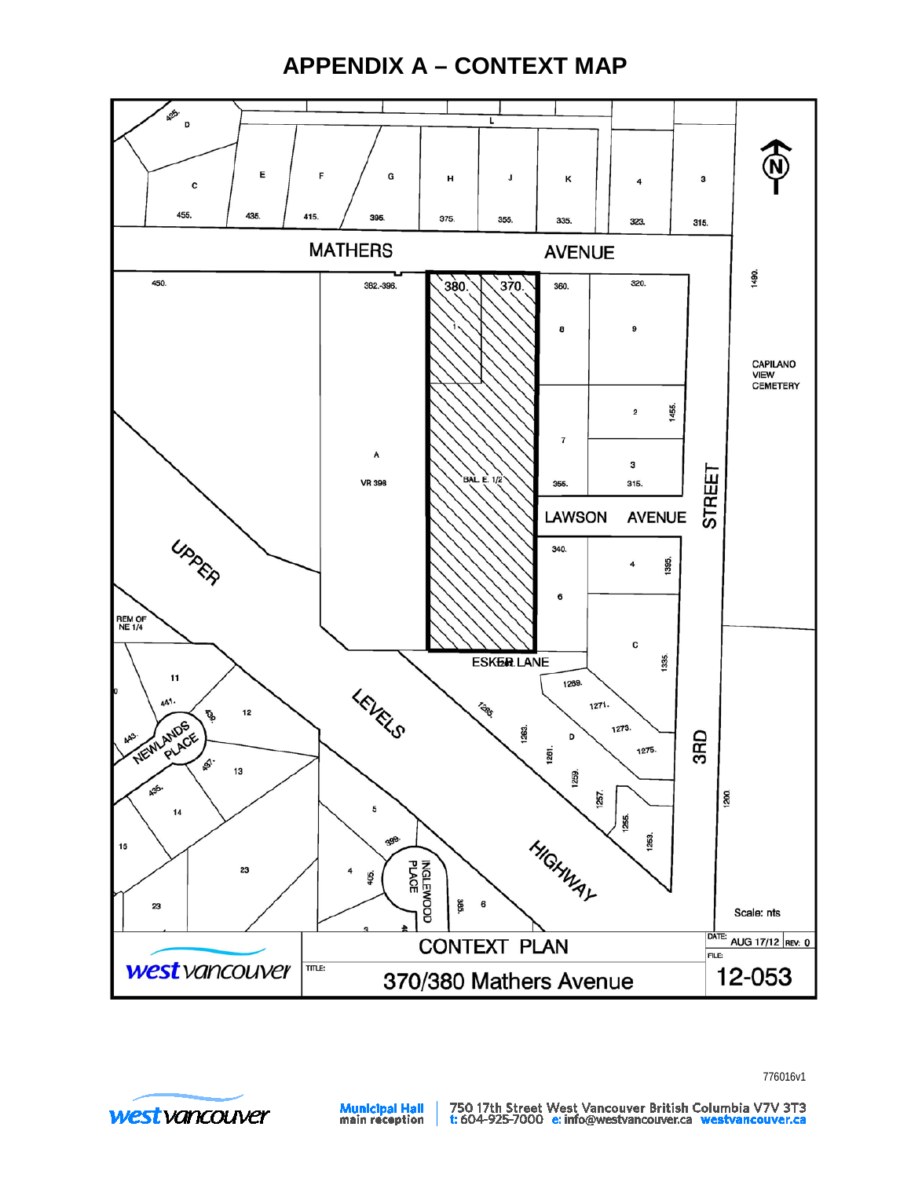# APPENDIX A – CONTEXT MAP

MATHERS AVENUE

LAWSON AVENUE

3RD STREET

UPPER LEVELS HIGHWAY

ESKER LANE

NEWLANDS PLACE

INGLEWOOD PLACE

CAPILANO VIEW CEMETERY

380. 370.

BAL. E. 1/2

Scale: nts

CONTEXT PLAN

TITLE: 370/380 Mathers Avenue

DATE: AUG 17/12 REV: 0

FILE: 12-053

776016v1